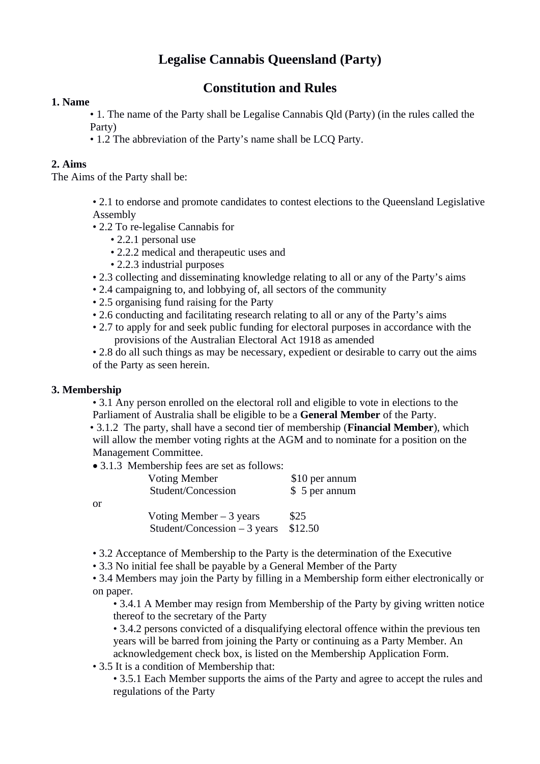# Legalise Cannabis Queensland (Party)

# Constitution and Rules

## 1. Name

- 1. The name of the Party shall be Legalise Cannabis Qld (Party) (in the rules called the Party)
- 1.2 The abbreviation of the Party's name shall be LCQ Party.

## 2. Aims

The Aims of the Party shall be:

- 2.1 to endorse and promote candidates to contest elections to the Queensland Legislative Assembly
- 2.2 To re-legalise Cannabis for
  - 2.2.1 personal use
  - 2.2.2 medical and therapeutic uses and
  - 2.2.3 industrial purposes
- 2.3 collecting and disseminating knowledge relating to all or any of the Party's aims
- 2.4 campaigning to, and lobbying of, all sectors of the community
- 2.5 organising fund raising for the Party
- 2.6 conducting and facilitating research relating to all or any of the Party's aims
- 2.7 to apply for and seek public funding for electoral purposes in accordance with the provisions of the Australian Electoral Act 1918 as amended
- 2.8 do all such things as may be necessary, expedient or desirable to carry out the aims of the Party as seen herein.

## 3. Membership

- 3.1 Any person enrolled on the electoral roll and eligible to vote in elections to the Parliament of Australia shall be eligible to be a **General Member** of the Party.
- 3.1.2 The party, shall have a second tier of membership (**Financial Member**), which will allow the member voting rights at the AGM and to nominate for a position on the Management Committee.
- 3.1.3 Membership fees are set as follows:

| | |
|---|---|
| Voting Member | $10 per annum |
| Student/Concession | $ 5 per annum |

or

| | |
|---|---|
| Voting Member – 3 years | $25 |
| Student/Concession – 3 years | $12.50 |

- 3.2 Acceptance of Membership to the Party is the determination of the Executive
- 3.3 No initial fee shall be payable by a General Member of the Party
- 3.4 Members may join the Party by filling in a Membership form either electronically or on paper.
  - 3.4.1 A Member may resign from Membership of the Party by giving written notice thereof to the secretary of the Party
  - 3.4.2 persons convicted of a disqualifying electoral offence within the previous ten years will be barred from joining the Party or continuing as a Party Member. An acknowledgement check box, is listed on the Membership Application Form.
- 3.5 It is a condition of Membership that:
  - 3.5.1 Each Member supports the aims of the Party and agree to accept the rules and regulations of the Party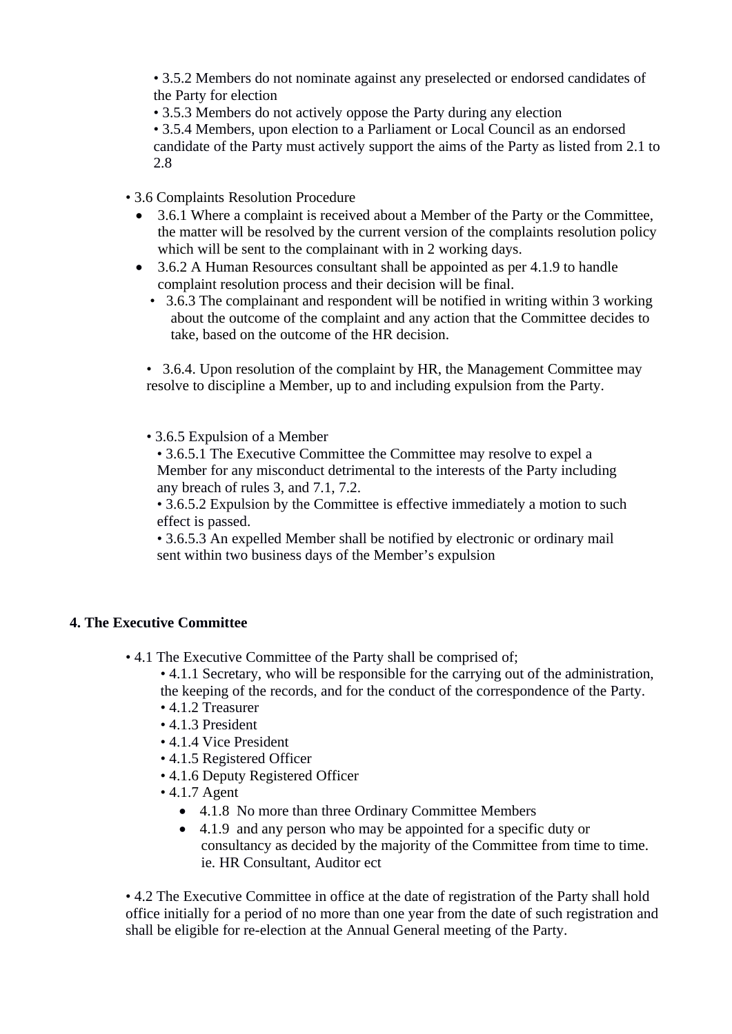- 3.5.2 Members do not nominate against any preselected or endorsed candidates of the Party for election
- 3.5.3 Members do not actively oppose the Party during any election
- 3.5.4 Members, upon election to a Parliament or Local Council as an endorsed candidate of the Party must actively support the aims of the Party as listed from 2.1 to 2.8

- 3.6 Complaints Resolution Procedure
  - 3.6.1 Where a complaint is received about a Member of the Party or the Committee, the matter will be resolved by the current version of the complaints resolution policy which will be sent to the complainant with in 2 working days.
  - 3.6.2 A Human Resources consultant shall be appointed as per 4.1.9 to handle complaint resolution process and their decision will be final.
  - 3.6.3 The complainant and respondent will be notified in writing within 3 working about the outcome of the complaint and any action that the Committee decides to take, based on the outcome of the HR decision.

  - 3.6.4. Upon resolution of the complaint by HR, the Management Committee may resolve to discipline a Member, up to and including expulsion from the Party.

  - 3.6.5 Expulsion of a Member
    - 3.6.5.1 The Executive Committee the Committee may resolve to expel a Member for any misconduct detrimental to the interests of the Party including any breach of rules 3, and 7.1, 7.2.
    - 3.6.5.2 Expulsion by the Committee is effective immediately a motion to such effect is passed.
    - 3.6.5.3 An expelled Member shall be notified by electronic or ordinary mail sent within two business days of the Member's expulsion

**4. The Executive Committee**

- 4.1 The Executive Committee of the Party shall be comprised of;
  - 4.1.1 Secretary, who will be responsible for the carrying out of the administration, the keeping of the records, and for the conduct of the correspondence of the Party.
  - 4.1.2 Treasurer
  - 4.1.3 President
  - 4.1.4 Vice President
  - 4.1.5 Registered Officer
  - 4.1.6 Deputy Registered Officer
  - 4.1.7 Agent
    - 4.1.8 No more than three Ordinary Committee Members
    - 4.1.9 and any person who may be appointed for a specific duty or consultancy as decided by the majority of the Committee from time to time. ie. HR Consultant, Auditor ect

- 4.2 The Executive Committee in office at the date of registration of the Party shall hold office initially for a period of no more than one year from the date of such registration and shall be eligible for re-election at the Annual General meeting of the Party.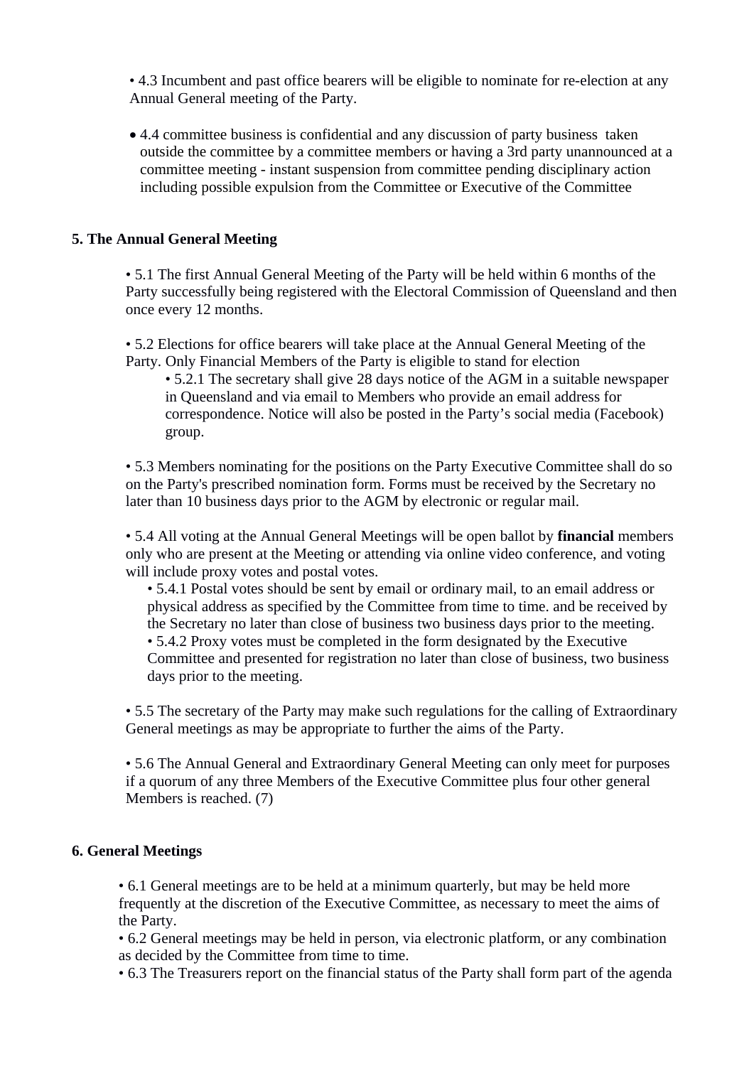- 4.3 Incumbent and past office bearers will be eligible to nominate for re-election at any Annual General meeting of the Party.

- 4.4 committee business is confidential and any discussion of party business taken outside the committee by a committee members or having a 3rd party unannounced at a committee meeting - instant suspension from committee pending disciplinary action including possible expulsion from the Committee or Executive of the Committee

**5. The Annual General Meeting**

- 5.1 The first Annual General Meeting of the Party will be held within 6 months of the Party successfully being registered with the Electoral Commission of Queensland and then once every 12 months.

- 5.2 Elections for office bearers will take place at the Annual General Meeting of the Party. Only Financial Members of the Party is eligible to stand for election
  - 5.2.1 The secretary shall give 28 days notice of the AGM in a suitable newspaper in Queensland and via email to Members who provide an email address for correspondence. Notice will also be posted in the Party's social media (Facebook) group.

- 5.3 Members nominating for the positions on the Party Executive Committee shall do so on the Party's prescribed nomination form. Forms must be received by the Secretary no later than 10 business days prior to the AGM by electronic or regular mail.

- 5.4 All voting at the Annual General Meetings will be open ballot by **financial** members only who are present at the Meeting or attending via online video conference, and voting will include proxy votes and postal votes.
  - 5.4.1 Postal votes should be sent by email or ordinary mail, to an email address or physical address as specified by the Committee from time to time. and be received by the Secretary no later than close of business two business days prior to the meeting.
  - 5.4.2 Proxy votes must be completed in the form designated by the Executive Committee and presented for registration no later than close of business, two business days prior to the meeting.

- 5.5 The secretary of the Party may make such regulations for the calling of Extraordinary General meetings as may be appropriate to further the aims of the Party.

- 5.6 The Annual General and Extraordinary General Meeting can only meet for purposes if a quorum of any three Members of the Executive Committee plus four other general Members is reached. (7)

**6. General Meetings**

- 6.1 General meetings are to be held at a minimum quarterly, but may be held more frequently at the discretion of the Executive Committee, as necessary to meet the aims of the Party.
- 6.2 General meetings may be held in person, via electronic platform, or any combination as decided by the Committee from time to time.
- 6.3 The Treasurers report on the financial status of the Party shall form part of the agenda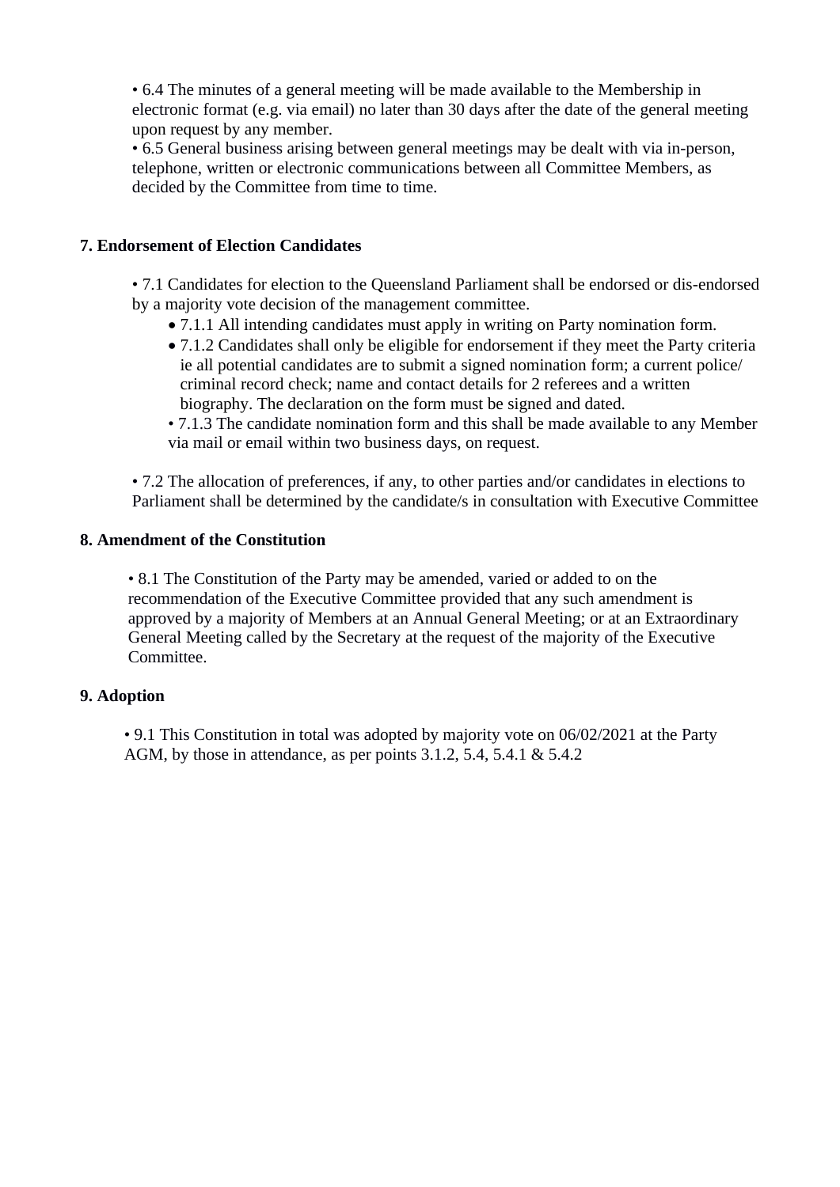• 6.4 The minutes of a general meeting will be made available to the Membership in electronic format (e.g. via email) no later than 30 days after the date of the general meeting upon request by any member.
• 6.5 General business arising between general meetings may be dealt with via in-person, telephone, written or electronic communications between all Committee Members, as decided by the Committee from time to time.

## 7. Endorsement of Election Candidates

• 7.1 Candidates for election to the Queensland Parliament shall be endorsed or dis-endorsed by a majority vote decision of the management committee.

- 7.1.1 All intending candidates must apply in writing on Party nomination form.
- 7.1.2 Candidates shall only be eligible for endorsement if they meet the Party criteria ie all potential candidates are to submit a signed nomination form; a current police/ criminal record check; name and contact details for 2 referees and a written biography. The declaration on the form must be signed and dated.

• 7.1.3 The candidate nomination form and this shall be made available to any Member via mail or email within two business days, on request.

• 7.2 The allocation of preferences, if any, to other parties and/or candidates in elections to Parliament shall be determined by the candidate/s in consultation with Executive Committee

## 8. Amendment of the Constitution

• 8.1 The Constitution of the Party may be amended, varied or added to on the recommendation of the Executive Committee provided that any such amendment is approved by a majority of Members at an Annual General Meeting; or at an Extraordinary General Meeting called by the Secretary at the request of the majority of the Executive Committee.

## 9. Adoption

• 9.1 This Constitution in total was adopted by majority vote on 06/02/2021 at the Party AGM, by those in attendance, as per points 3.1.2, 5.4, 5.4.1 & 5.4.2